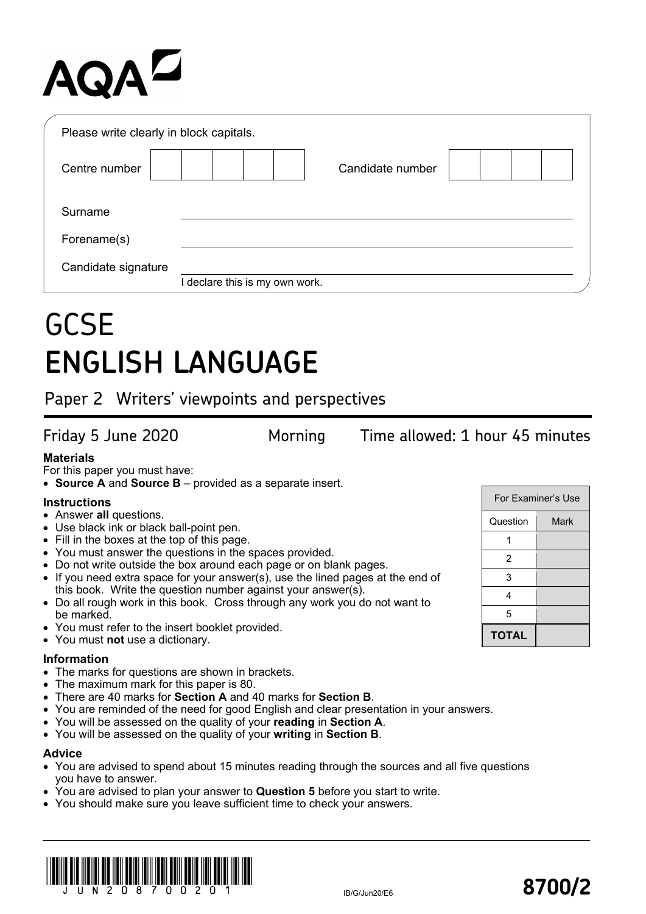AQA

Please write clearly in block capitals.

| Centre number | | | | | | Candidate number | | | | |
|---|---|---|---|---|---|---|---|---|---|---|

Surname ____________________

Forename(s) ____________________

Candidate signature ____________________
I declare this is my own work.

# GCSE
# ENGLISH LANGUAGE

## Paper 2 Writers' viewpoints and perspectives

Friday 5 June 2020 Morning Time allowed: 1 hour 45 minutes

**Materials**

For this paper you must have:
- **Source A** and **Source B** – provided as a separate insert.

**Instructions**
- Answer **all** questions.
- Use black ink or black ball-point pen.
- Fill in the boxes at the top of this page.
- You must answer the questions in the spaces provided.
- Do not write outside the box around each page or on blank pages.
- If you need extra space for your answer(s), use the lined pages at the end of this book. Write the question number against your answer(s).
- Do all rough work in this book. Cross through any work you do not want to be marked.
- You must refer to the insert booklet provided.
- You must **not** use a dictionary.

| For Examiner's Use | |
|---|---|
| Question | Mark |
| 1 | |
| 2 | |
| 3 | |
| 4 | |
| 5 | |
| **TOTAL** | |

**Information**
- The marks for questions are shown in brackets.
- The maximum mark for this paper is 80.
- There are 40 marks for **Section A** and 40 marks for **Section B**.
- You are reminded of the need for good English and clear presentation in your answers.
- You will be assessed on the quality of your **reading** in **Section A**.
- You will be assessed on the quality of your **writing** in **Section B**.

**Advice**
- You are advised to spend about 15 minutes reading through the sources and all five questions you have to answer.
- You are advised to plan your answer to **Question 5** before you start to write.
- You should make sure you leave sufficient time to check your answers.

JUN208700201

IB/G/Jun20/E6

**8700/2**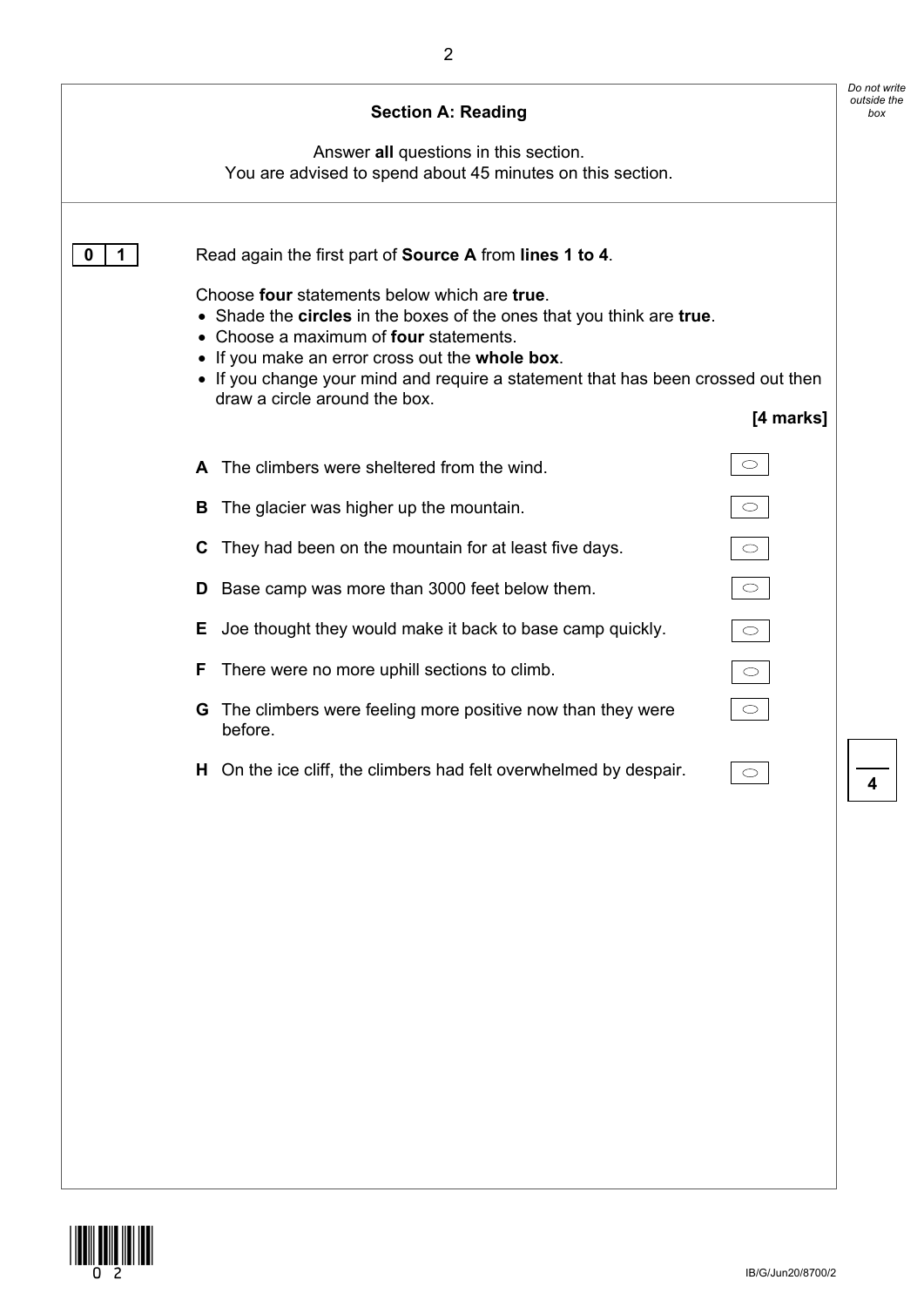## Section A: Reading

Answer **all** questions in this section.
You are advised to spend about 45 minutes on this section.

**0 1** Read again the first part of **Source A** from **lines 1 to 4**.

Choose **four** statements below which are **true**.

- Shade the **circles** in the boxes of the ones that you think are **true**.
- Choose a maximum of **four** statements.
- If you make an error cross out the **whole box**.
- If you change your mind and require a statement that has been crossed out then draw a circle around the box.

**[4 marks]**

**A** The climbers were sheltered from the wind. ○

**B** The glacier was higher up the mountain. ○

**C** They had been on the mountain for at least five days. ○

**D** Base camp was more than 3000 feet below them. ○

**E** Joe thought they would make it back to base camp quickly. ○

**F** There were no more uphill sections to climb. ○

**G** The climbers were feeling more positive now than they were before. ○

**H** On the ice cliff, the climbers had felt overwhelmed by despair. ○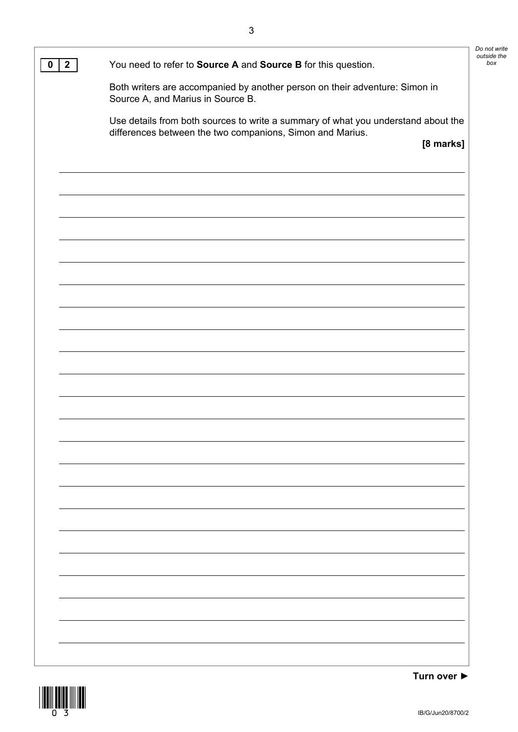**0 2** You need to refer to **Source A** and **Source B** for this question.

Both writers are accompanied by another person on their adventure: Simon in Source A, and Marius in Source B.

Use details from both sources to write a summary of what you understand about the differences between the two companions, Simon and Marius.

**[8 marks]**

Turn over ►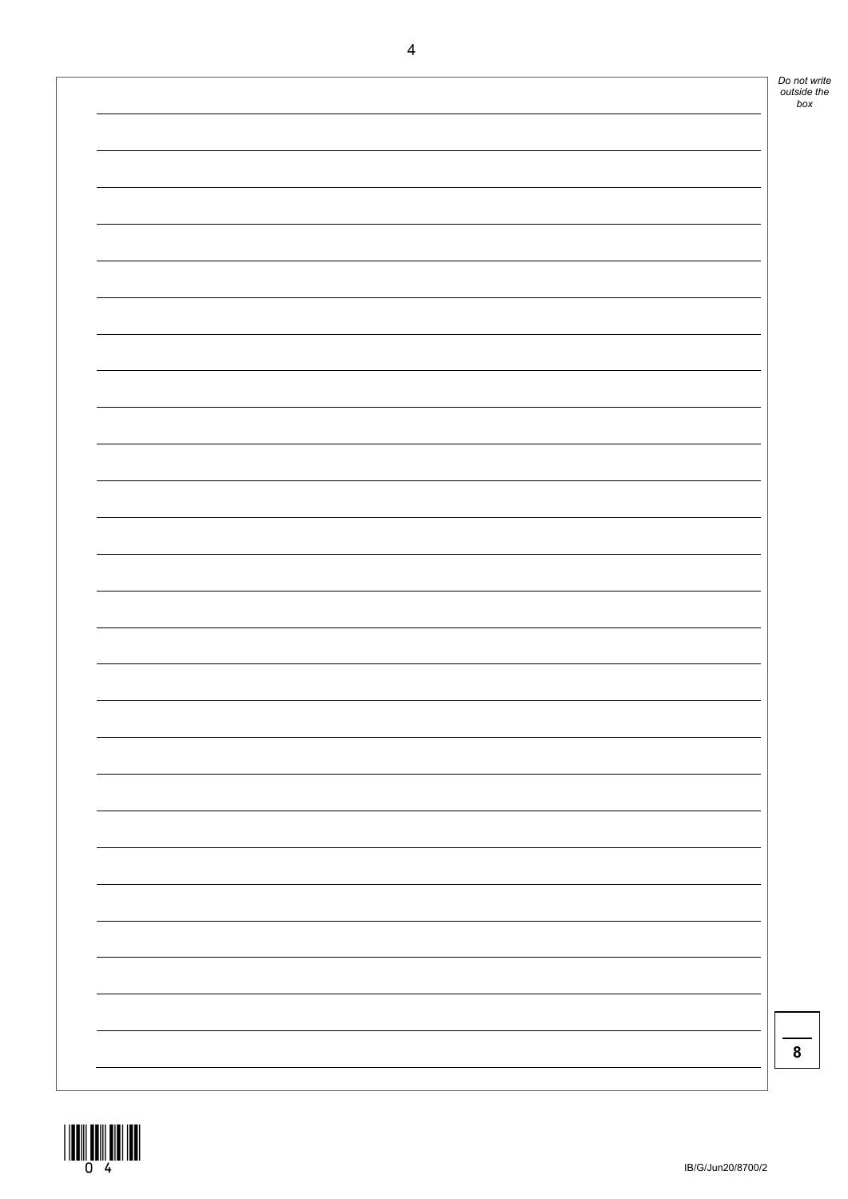8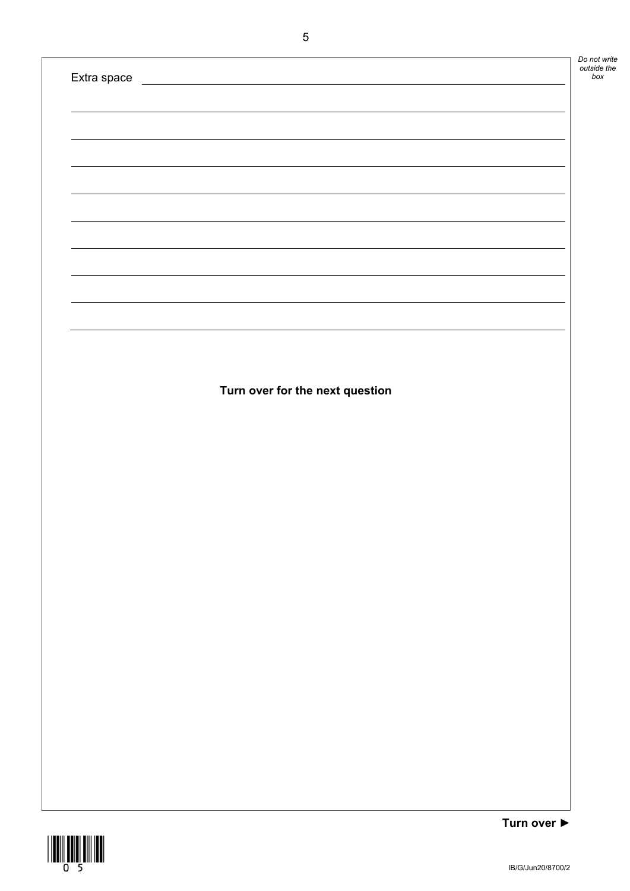Extra space

**Turn over for the next question**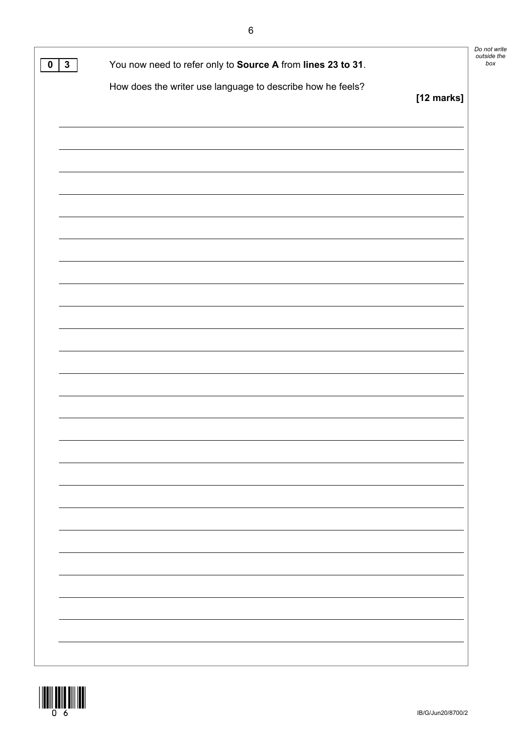**0 3** You now need to refer only to **Source A** from **lines 23 to 31**.

How does the writer use language to describe how he feels?

**[12 marks]**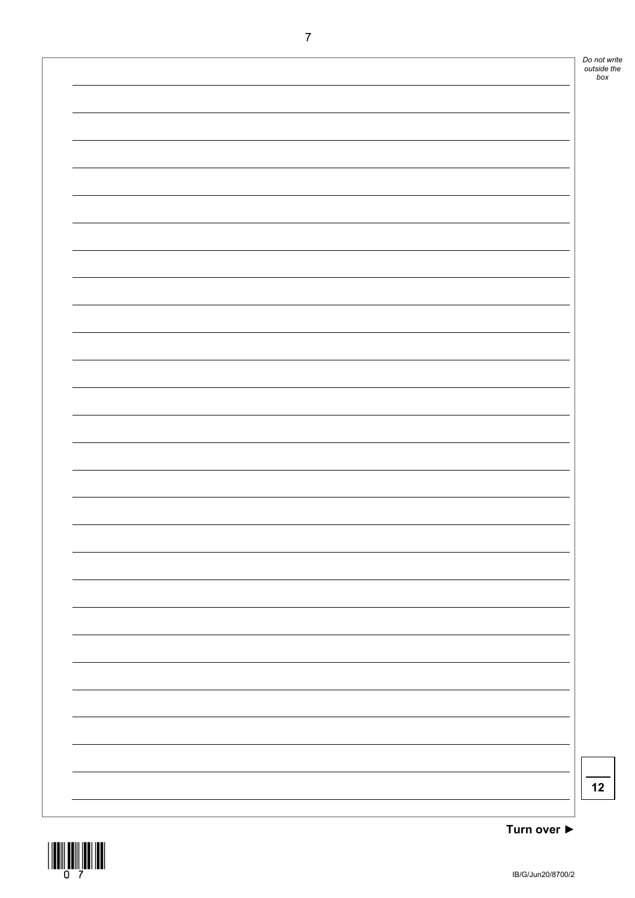12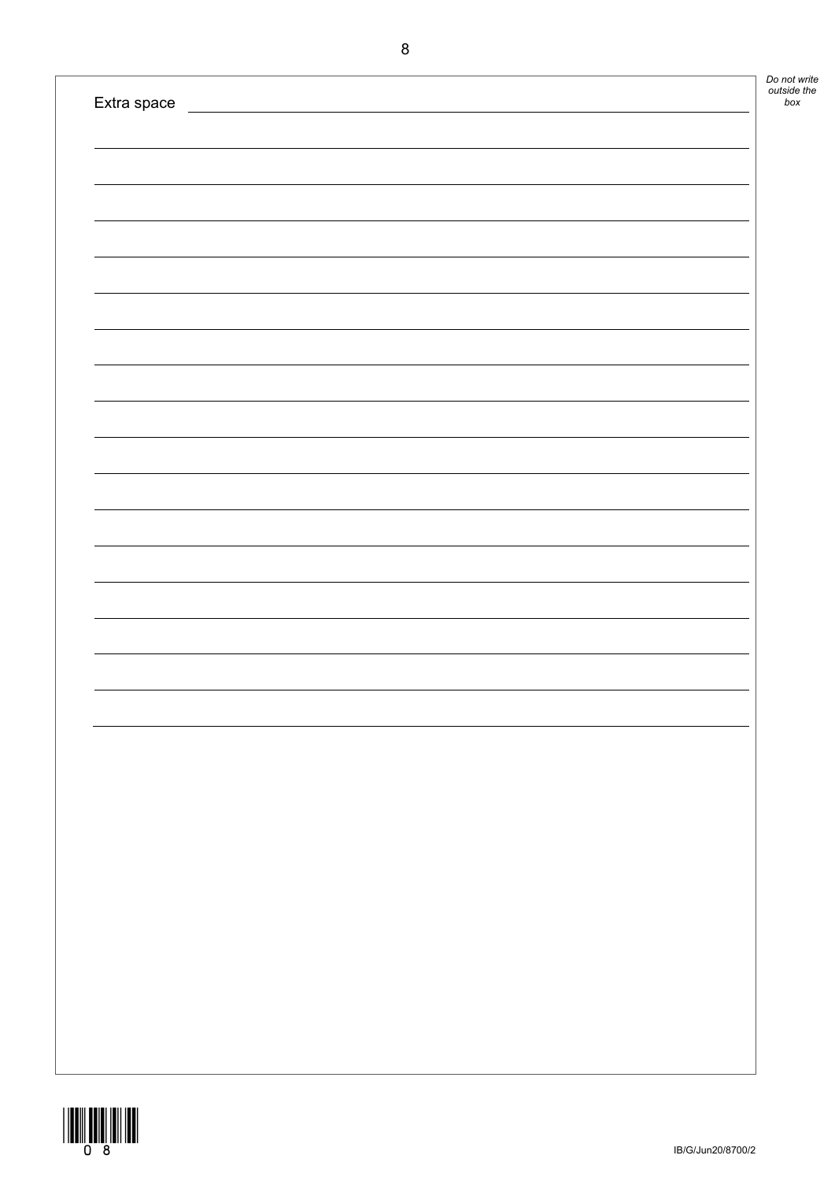Extra space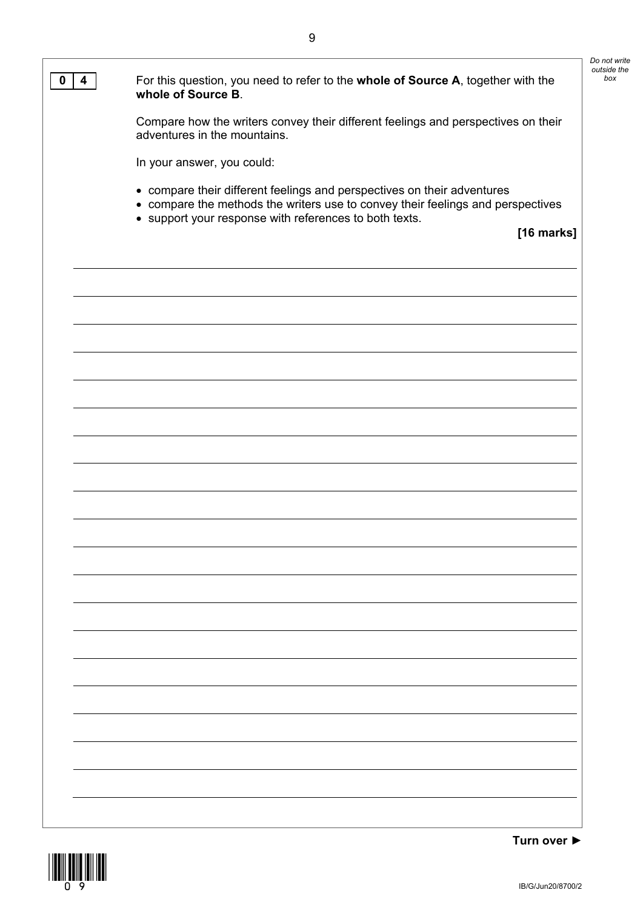**0 4** For this question, you need to refer to the **whole of Source A**, together with the **whole of Source B**.

Compare how the writers convey their different feelings and perspectives on their adventures in the mountains.

In your answer, you could:

- compare their different feelings and perspectives on their adventures
- compare the methods the writers use to convey their feelings and perspectives
- support your response with references to both texts.

**[16 marks]**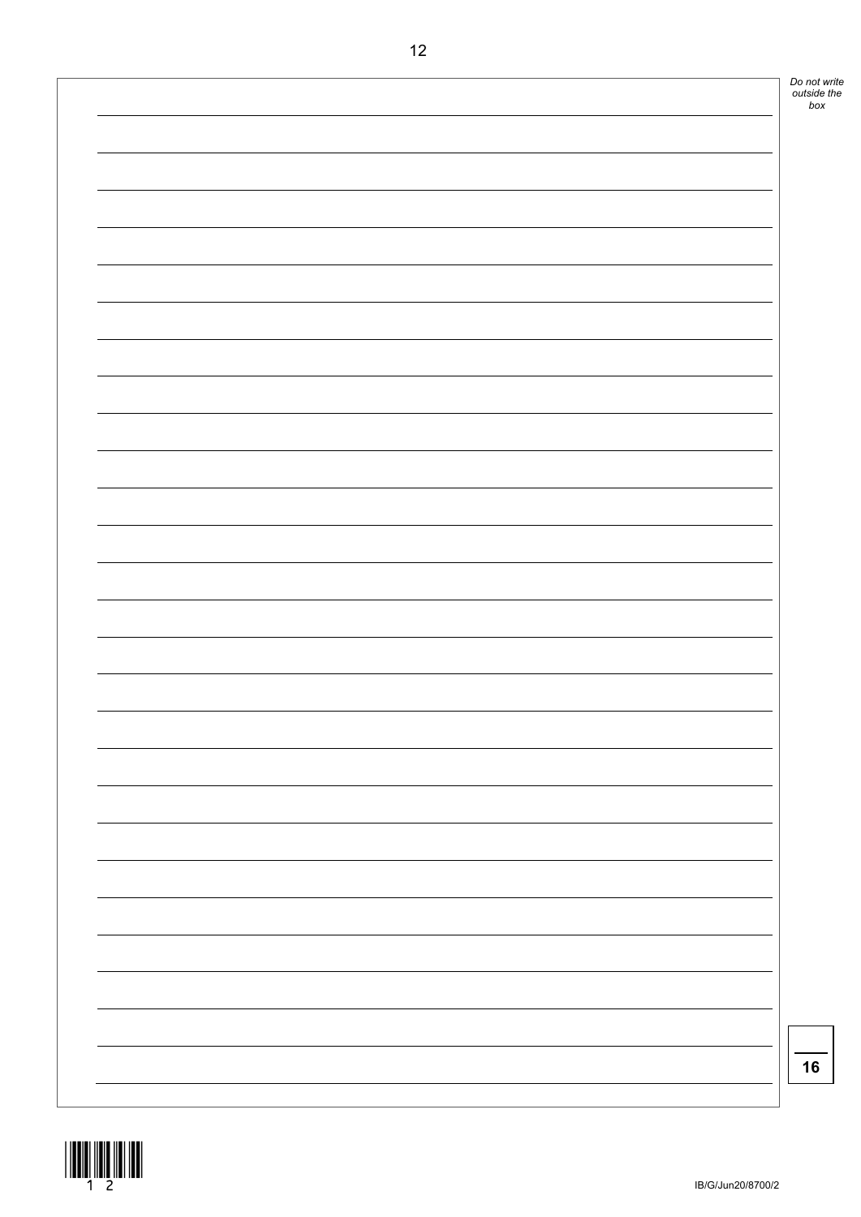16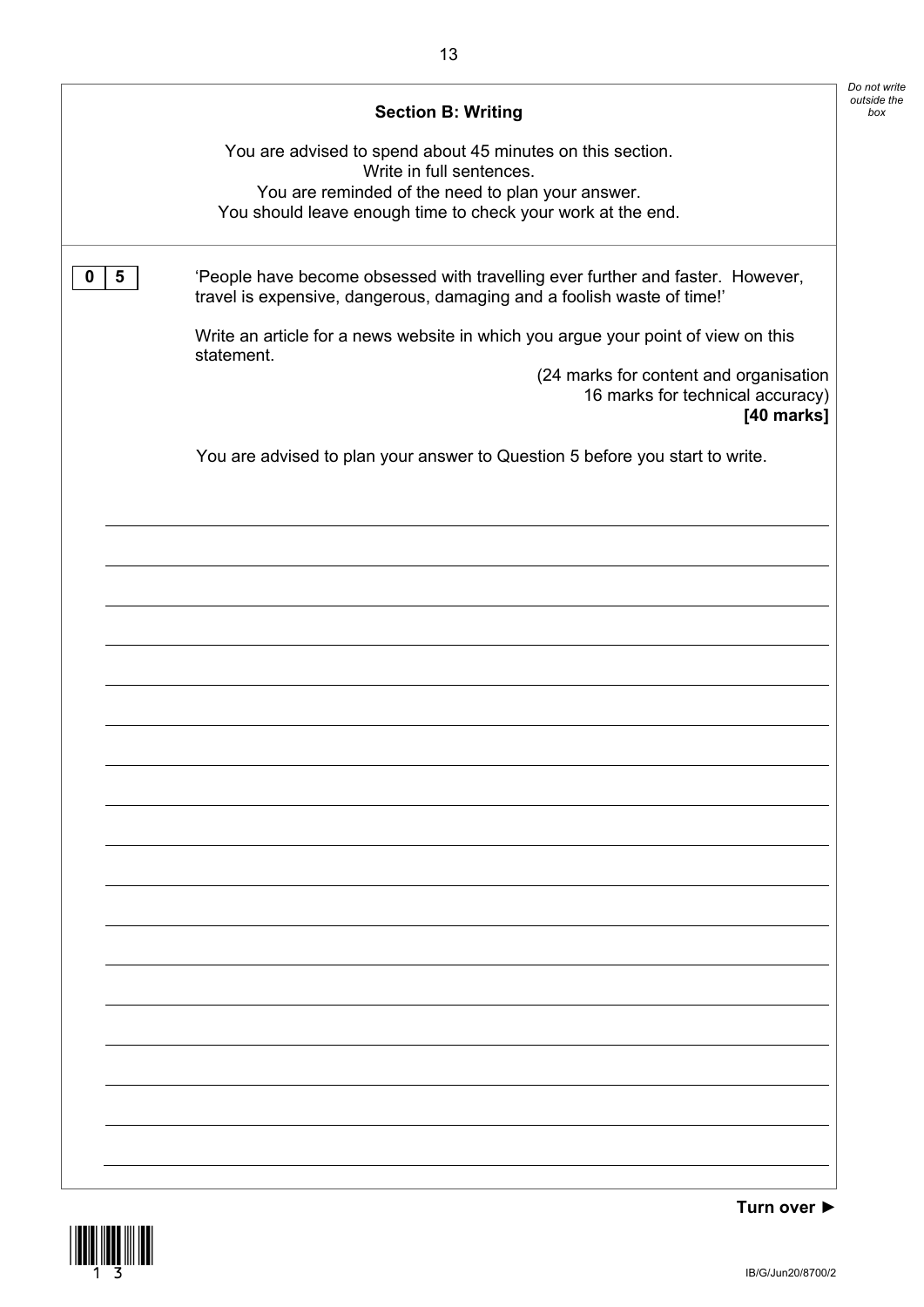## Section B: Writing

You are advised to spend about 45 minutes on this section.
Write in full sentences.
You are reminded of the need to plan your answer.
You should leave enough time to check your work at the end.

**0 5** 'People have become obsessed with travelling ever further and faster. However, travel is expensive, dangerous, damaging and a foolish waste of time!'

Write an article for a news website in which you argue your point of view on this statement.

(24 marks for content and organisation
16 marks for technical accuracy)
**[40 marks]**

You are advised to plan your answer to Question 5 before you start to write.

**Turn over ►**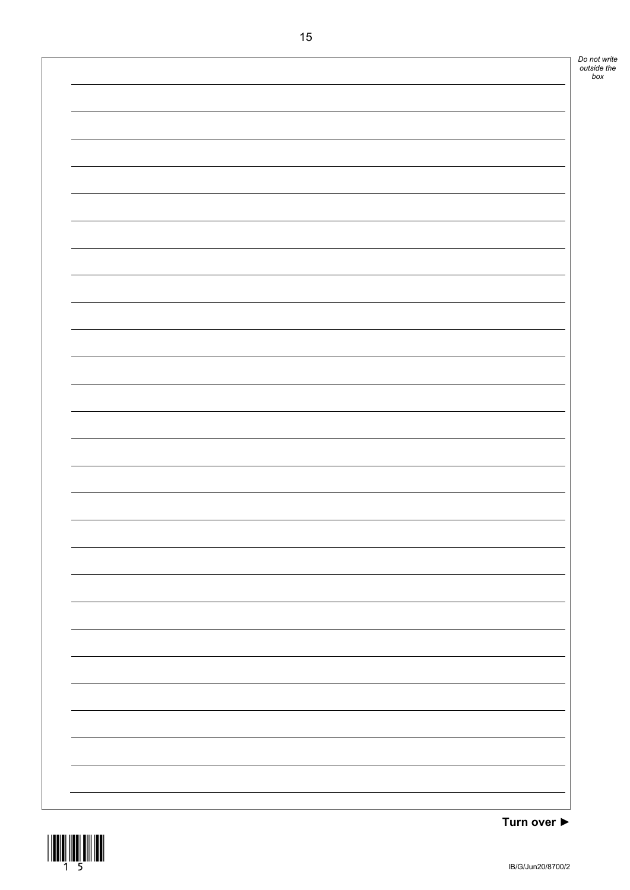Turn over ►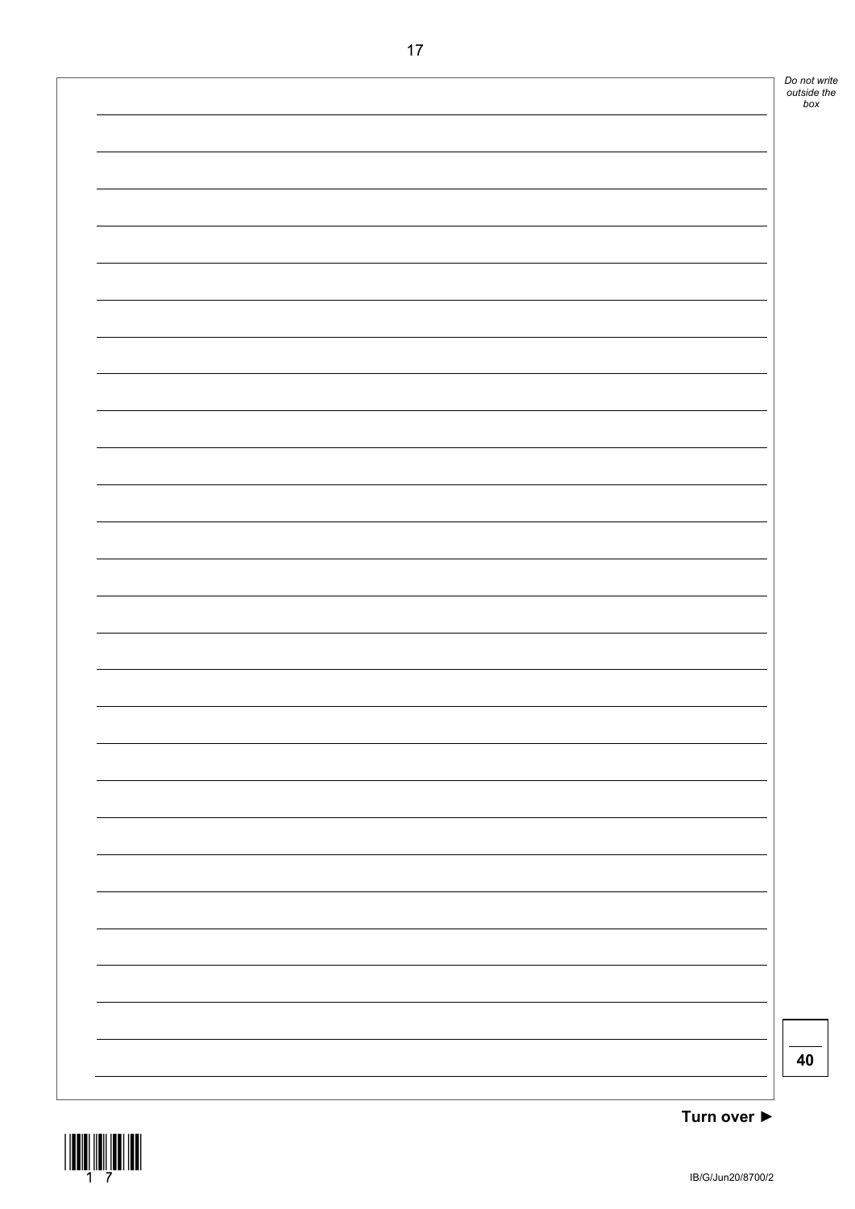40

**Turn over ►**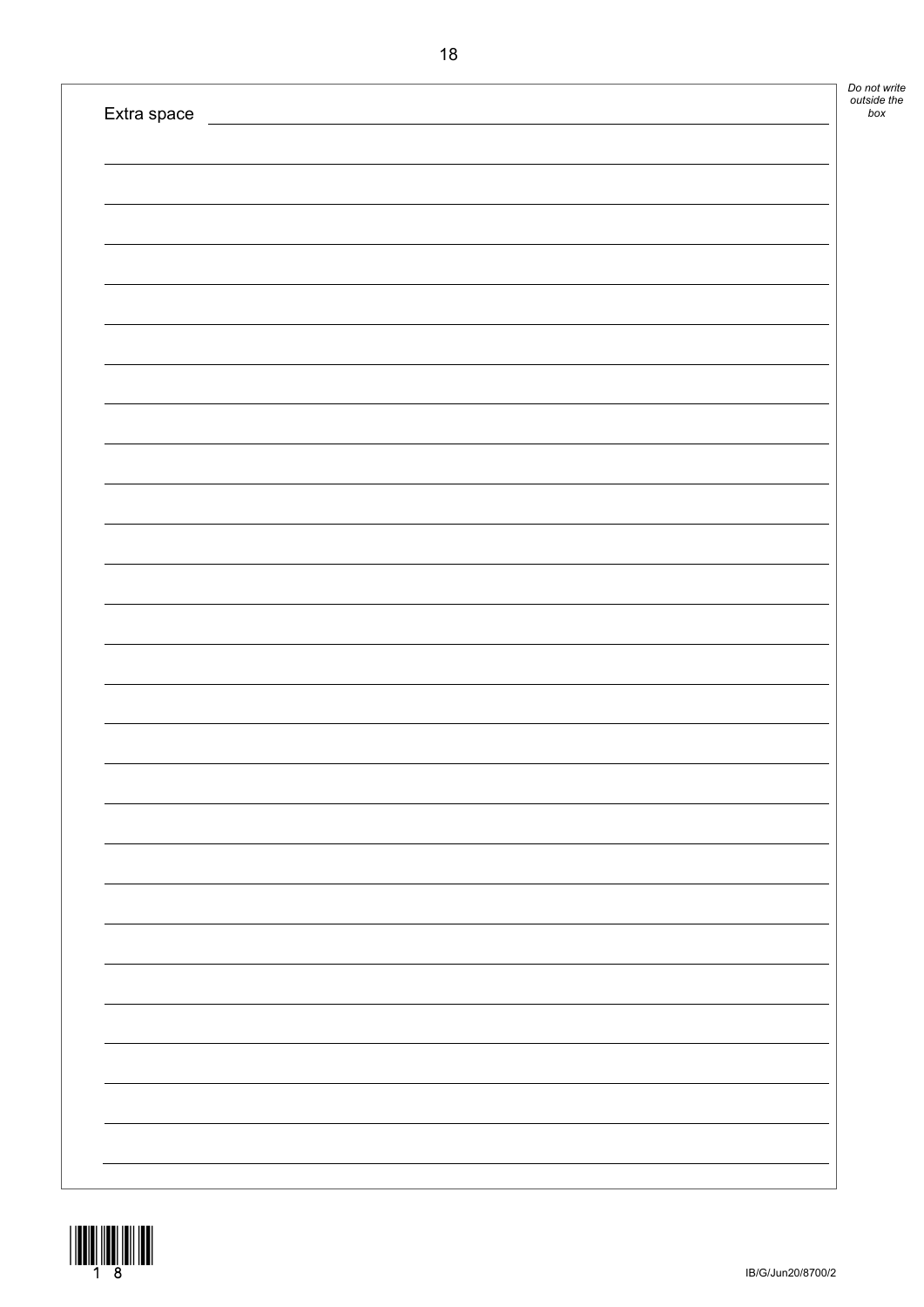Extra space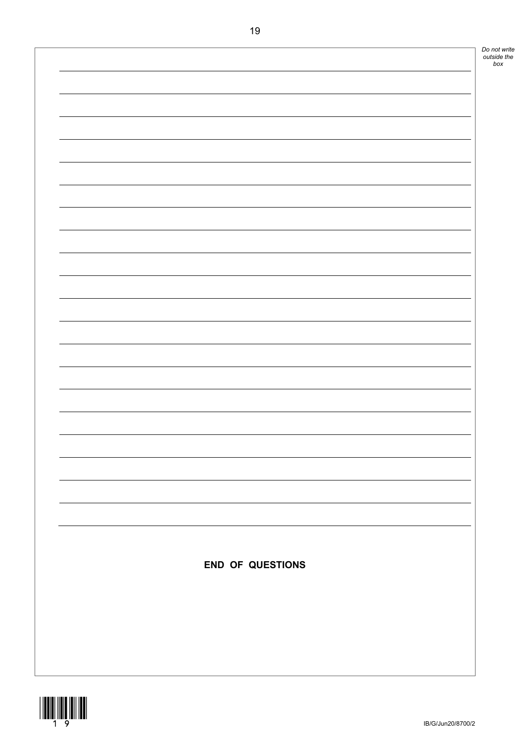**END OF QUESTIONS**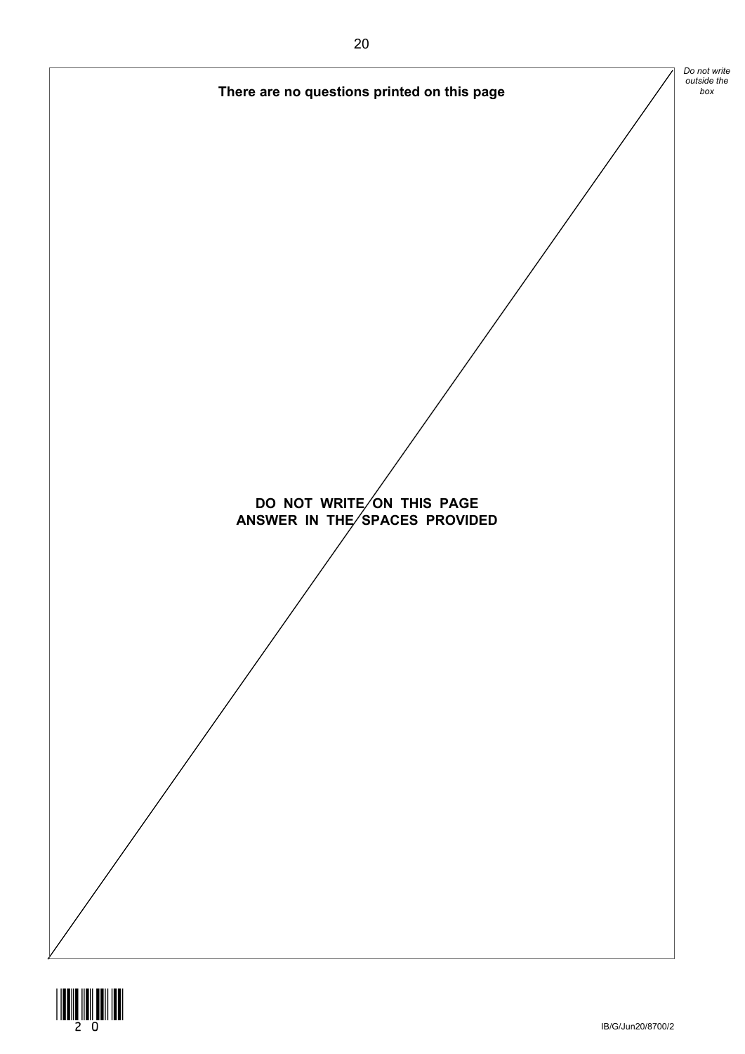**There are no questions printed on this page**

**DO NOT WRITE ON THIS PAGE**
**ANSWER IN THE SPACES PROVIDED**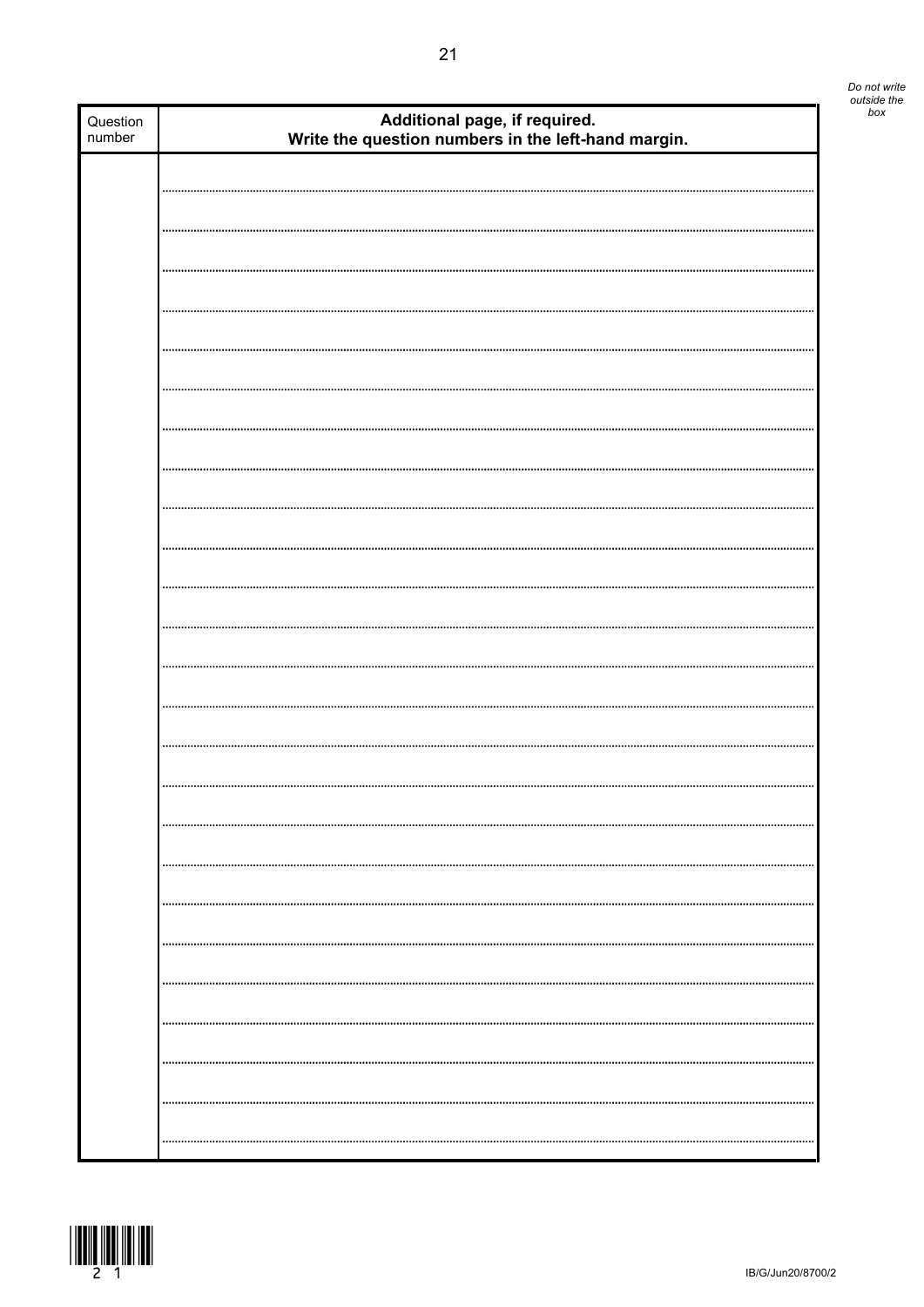*Do not write outside the box*

| Question number | **Additional page, if required.** **Write the question numbers in the left-hand margin.** |
|---|---|
| | |

IB/G/Jun20/8700/2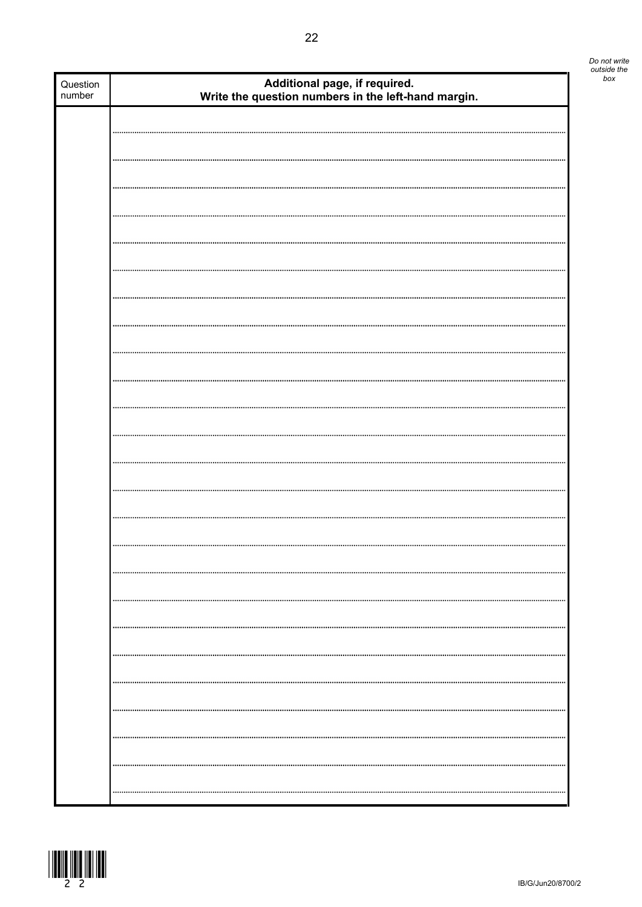| Question number | **Additional page, if required.** **Write the question numbers in the left-hand margin.** |
| --- | --- |
| | |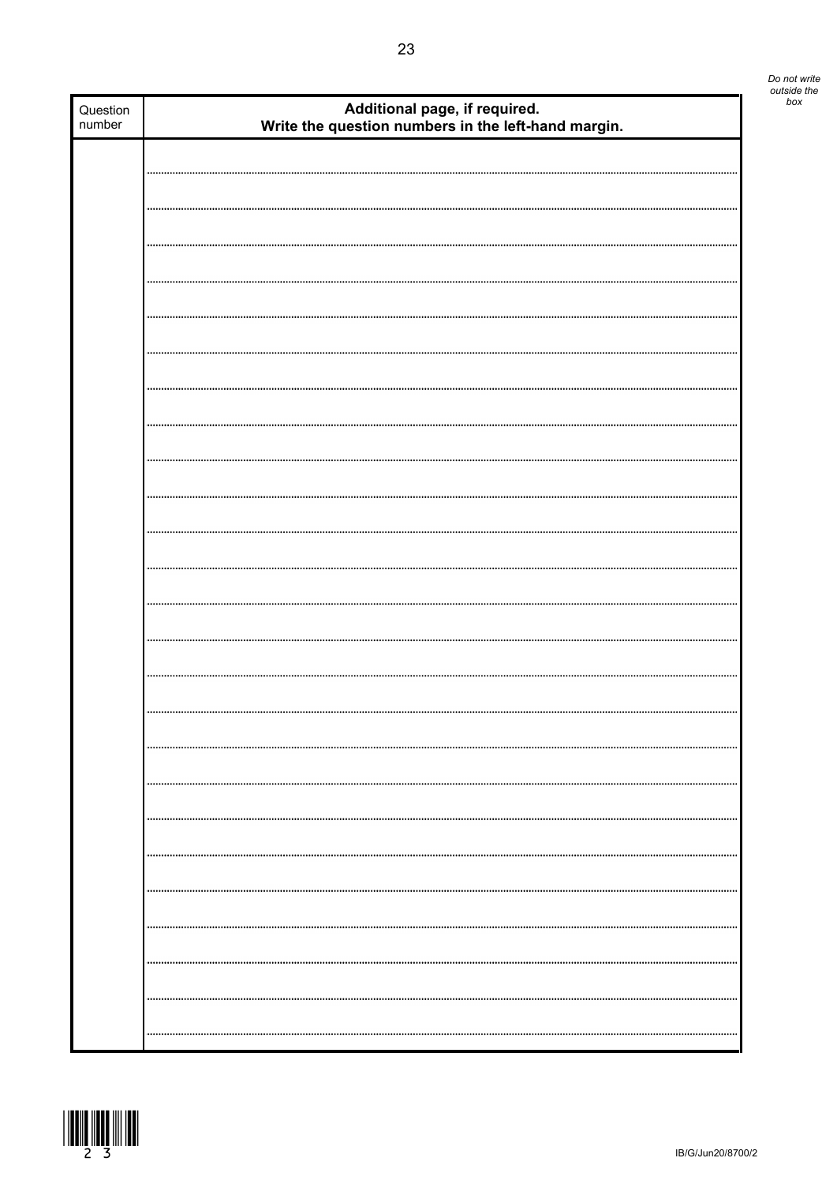| Question number | **Additional page, if required.** **Write the question numbers in the left-hand margin.** |
|---|---|
| | |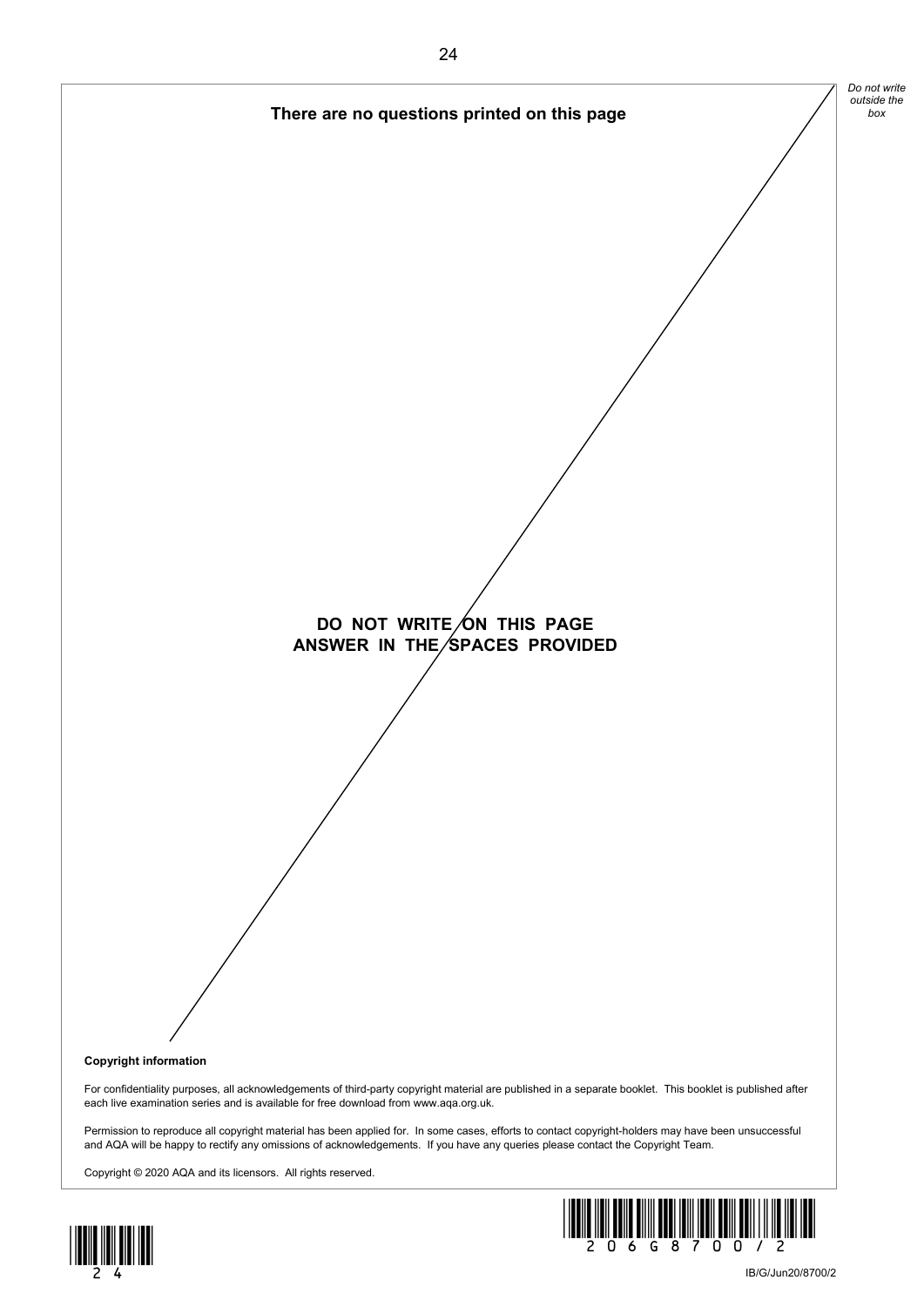**There are no questions printed on this page**

**DO NOT WRITE ON THIS PAGE**
**ANSWER IN THE SPACES PROVIDED**

**Copyright information**

For confidentiality purposes, all acknowledgements of third-party copyright material are published in a separate booklet. This booklet is published after each live examination series and is available for free download from www.aqa.org.uk.

Permission to reproduce all copyright material has been applied for. In some cases, efforts to contact copyright-holders may have been unsuccessful and AQA will be happy to rectify any omissions of acknowledgements. If you have any queries please contact the Copyright Team.

Copyright © 2020 AQA and its licensors. All rights reserved.